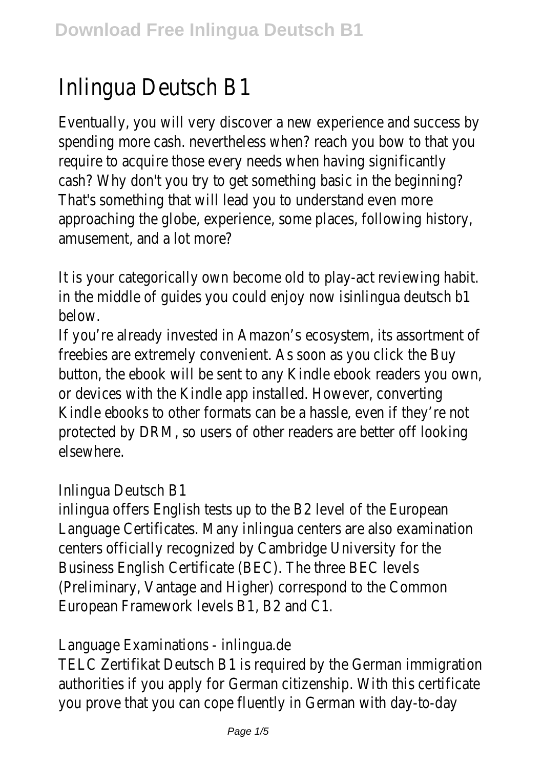# Inlingua Deutsch B1

Eventually, you will very discover a new experience and success by spending more cash. nevertheless when? reach you bow to that you require to acquire those every needs when having significantly cash? Why don't you try to get something basic in the beginning? That's something that will lead you to understand even more approaching the globe, experience, some places, following history, amusement, and a lot more?

It is your categorically own become old to play-act reviewing habit. in the middle of guides you could enjoy now isinlingua deutsch b1 below.

If you're already invested in Amazon's ecosystem, its assortment of freebies are extremely convenient. As soon as you click the Buy button, the ebook will be sent to any Kindle ebook readers you own, or devices with the Kindle app installed. However, converting Kindle ebooks to other formats can be a hassle, even if they're not protected by DRM, so users of other readers are better off looking elsewhere.

Inlingua Deutsch B1

inlingua offers English tests up to the B2 level of the European Language Certificates. Many inlingua centers are also examination centers officially recognized by Cambridge University for the Business English Certificate (BEC). The three BEC levels (Preliminary, Vantage and Higher) correspond to the Common European Framework levels B1, B2 and C1.

Language Examinations - inlingua.de

TELC Zertifikat Deutsch B1 is required by the German immigration authorities if you apply for German citizenship. With this certificate you prove that you can cope fluently in German with day-to-day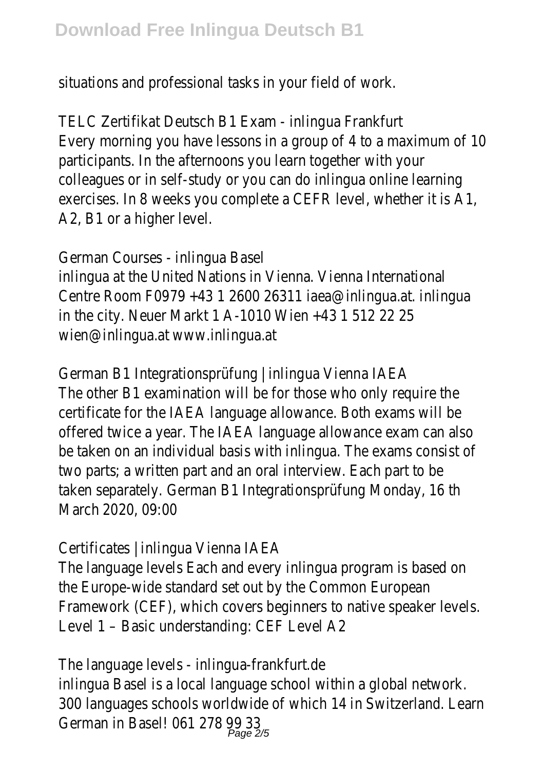situations and professional tasks in your field of work.

TELC Zertifikat Deutsch B1 Exam - inlingua Frankfurt
Every morning you have lessons in a group of 4 to a maximum of 10 participants. In the afternoons you learn together with your colleagues or in self-study or you can do inlingua online learning exercises. In 8 weeks you complete a CEFR level, whether it is A1, A2, B1 or a higher level.

German Courses - inlingua Basel
inlingua at the United Nations in Vienna. Vienna International Centre Room F0979 +43 1 2600 26311 iaea@inlingua.at. inlingua in the city. Neuer Markt 1 A-1010 Wien +43 1 512 22 25 wien@inlingua.at www.inlingua.at

German B1 Integrationsprüfung | inlingua Vienna IAEA
The other B1 examination will be for those who only require the certificate for the IAEA language allowance. Both exams will be offered twice a year. The IAEA language allowance exam can also be taken on an individual basis with inlingua. The exams consist of two parts; a written part and an oral interview. Each part to be taken separately. German B1 Integrationsprüfung Monday, 16 th March 2020, 09:00

Certificates | inlingua Vienna IAEA
The language levels Each and every inlingua program is based on the Europe-wide standard set out by the Common European Framework (CEF), which covers beginners to native speaker levels. Level 1 – Basic understanding: CEF Level A2

The language levels - inlingua-frankfurt.de
inlingua Basel is a local language school within a global network. 300 languages schools worldwide of which 14 in Switzerland. Learn German in Basel! 061 278 99 33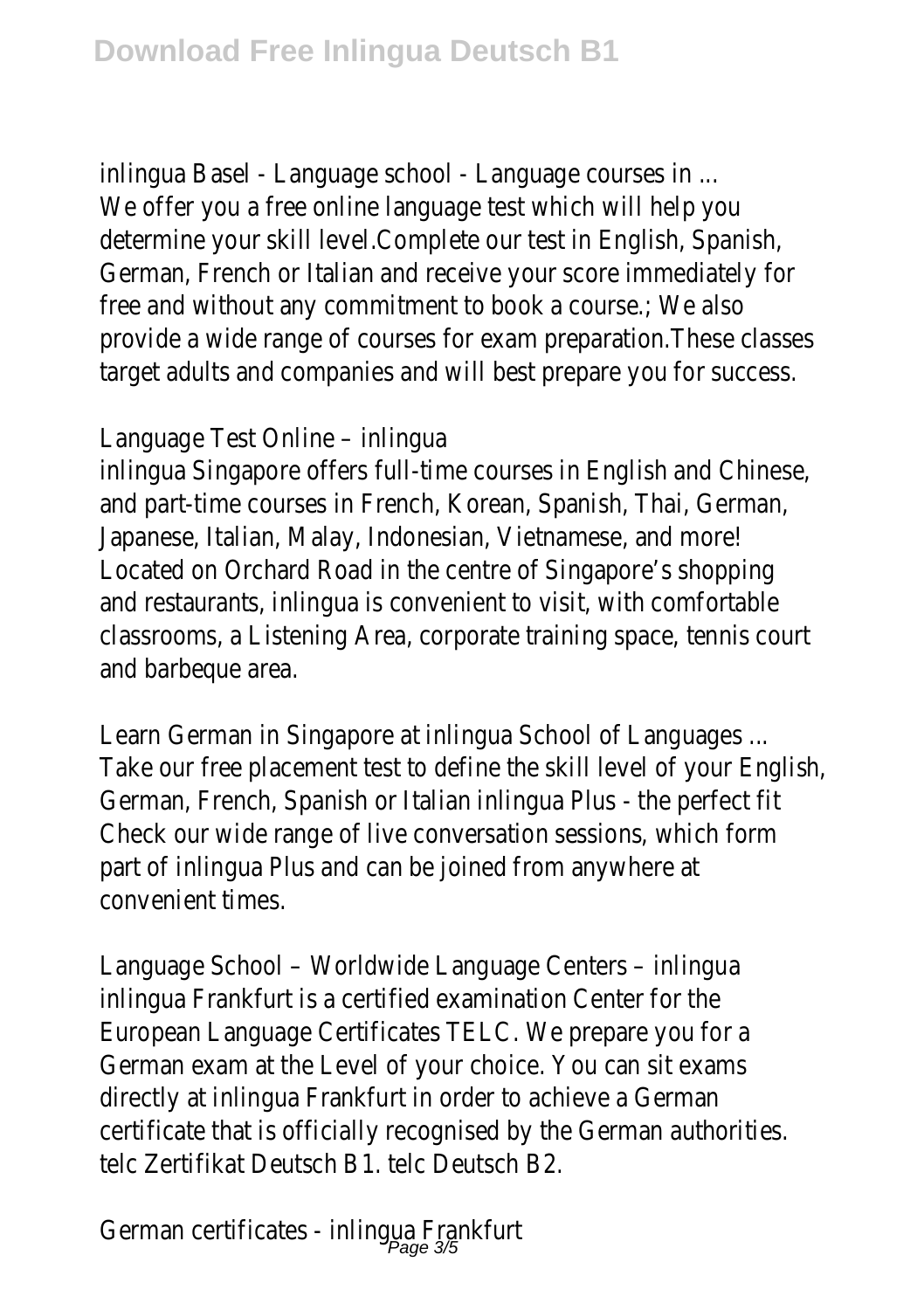inlingua Basel - Language school - Language courses in ...
We offer you a free online language test which will help you determine your skill level.Complete our test in English, Spanish, German, French or Italian and receive your score immediately for free and without any commitment to book a course.; We also provide a wide range of courses for exam preparation.These classes target adults and companies and will best prepare you for success.

Language Test Online – inlingua
inlingua Singapore offers full-time courses in English and Chinese, and part-time courses in French, Korean, Spanish, Thai, German, Japanese, Italian, Malay, Indonesian, Vietnamese, and more! Located on Orchard Road in the centre of Singapore's shopping and restaurants, inlingua is convenient to visit, with comfortable classrooms, a Listening Area, corporate training space, tennis court and barbeque area.

Learn German in Singapore at inlingua School of Languages ...
Take our free placement test to define the skill level of your English, German, French, Spanish or Italian inlingua Plus - the perfect fit Check our wide range of live conversation sessions, which form part of inlingua Plus and can be joined from anywhere at convenient times.

Language School – Worldwide Language Centers – inlingua
inlingua Frankfurt is a certified examination Center for the European Language Certificates TELC. We prepare you for a German exam at the Level of your choice. You can sit exams directly at inlingua Frankfurt in order to achieve a German certificate that is officially recognised by the German authorities. telc Zertifikat Deutsch B1. telc Deutsch B2.

German certificates - inlingua Frankfurt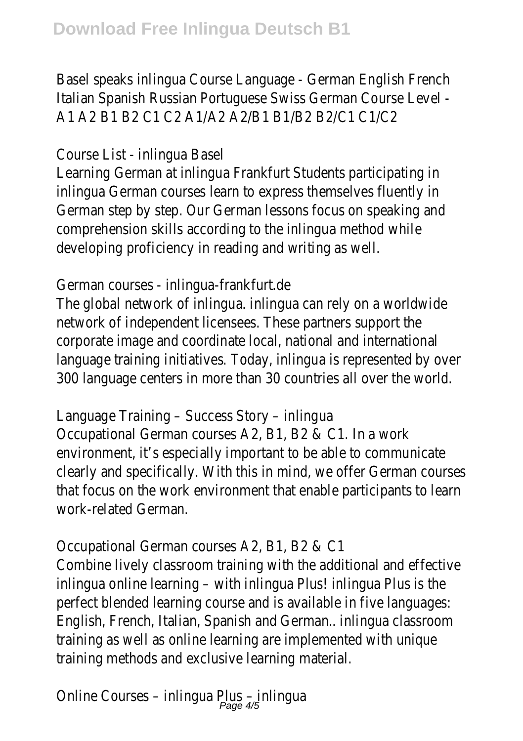Basel speaks inlingua Course Language - German English French Italian Spanish Russian Portuguese Swiss German Course Level - A1 A2 B1 B2 C1 C2 A1/A2 A2/B1 B1/B2 B2/C1 C1/C2

Course List - inlingua Basel

Learning German at inlingua Frankfurt Students participating in inlingua German courses learn to express themselves fluently in German step by step. Our German lessons focus on speaking and comprehension skills according to the inlingua method while developing proficiency in reading and writing as well.

German courses - inlingua-frankfurt.de

The global network of inlingua. inlingua can rely on a worldwide network of independent licensees. These partners support the corporate image and coordinate local, national and international language training initiatives. Today, inlingua is represented by over 300 language centers in more than 30 countries all over the world.

Language Training – Success Story – inlingua

Occupational German courses A2, B1, B2 & C1. In a work environment, it's especially important to be able to communicate clearly and specifically. With this in mind, we offer German courses that focus on the work environment that enable participants to learn work-related German.

Occupational German courses A2, B1, B2 & C1

Combine lively classroom training with the additional and effective inlingua online learning – with inlingua Plus! inlingua Plus is the perfect blended learning course and is available in five languages: English, French, Italian, Spanish and German.. inlingua classroom training as well as online learning are implemented with unique training methods and exclusive learning material.

Online Courses – inlingua Plus – inlingua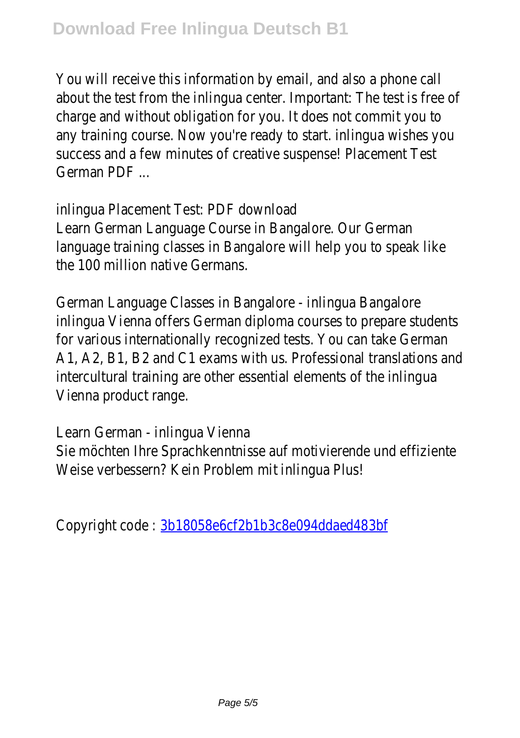You will receive this information by email, and also a phone call about the test from the inlingua center. Important: The test is free of charge and without obligation for you. It does not commit you to any training course. Now you're ready to start. inlingua wishes you success and a few minutes of creative suspense! Placement Test German PDF ...

inlingua Placement Test: PDF download
Learn German Language Course in Bangalore. Our German language training classes in Bangalore will help you to speak like the 100 million native Germans.

German Language Classes in Bangalore - inlingua Bangalore
inlingua Vienna offers German diploma courses to prepare students for various internationally recognized tests. You can take German A1, A2, B1, B2 and C1 exams with us. Professional translations and intercultural training are other essential elements of the inlingua Vienna product range.

Learn German - inlingua Vienna
Sie möchten Ihre Sprachkenntnisse auf motivierende und effiziente Weise verbessern? Kein Problem mit inlingua Plus!

Copyright code : 3b18058e6cf2b1b3c8e094ddaed483bf